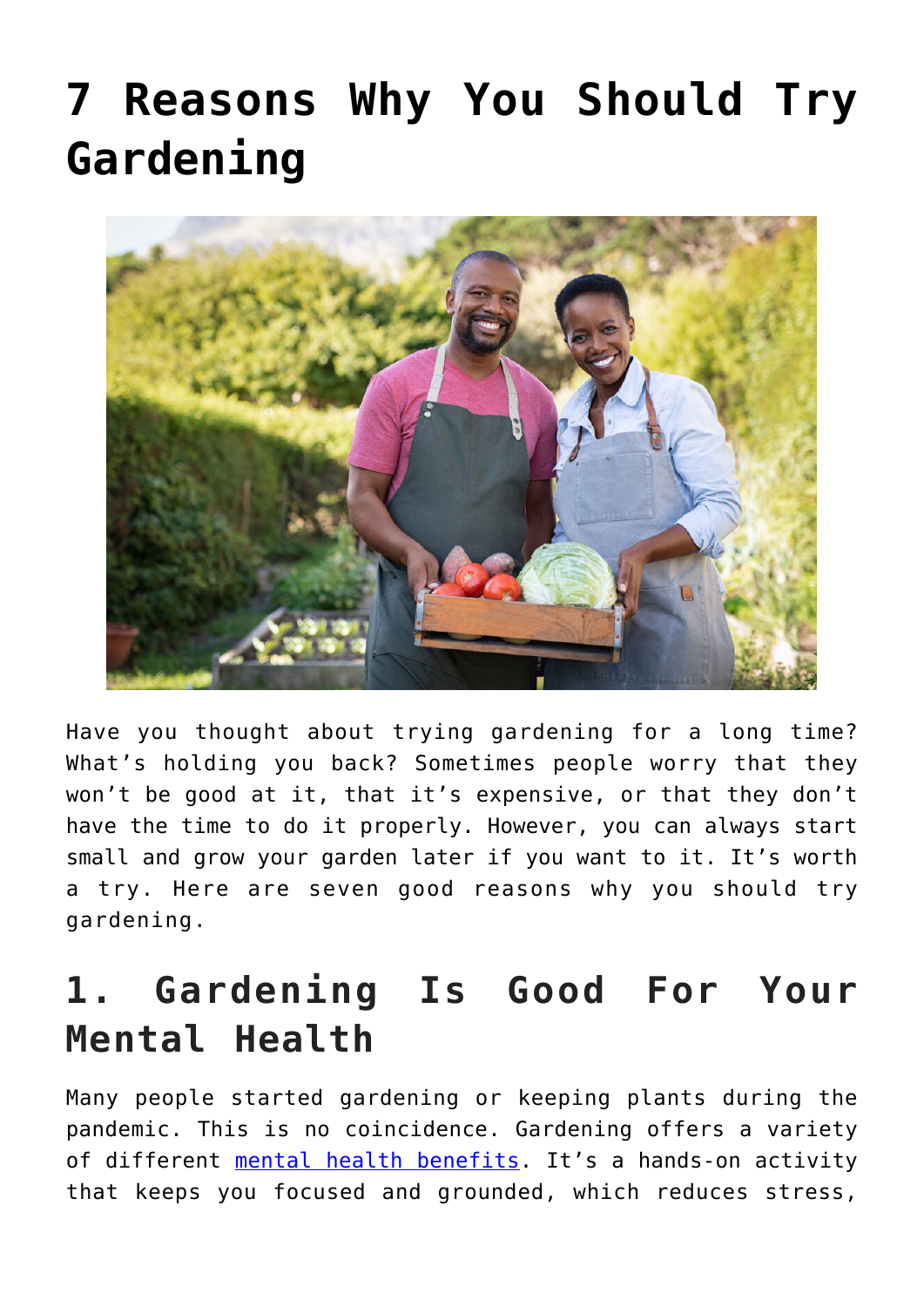# 7 Reasons Why You Should Try Gardening

Have you thought about trying gardening for a long time? What's holding you back? Sometimes people worry that they won't be good at it, that it's expensive, or that they don't have the time to do it properly. However, you can always start small and grow your garden later if you want to it. It's worth a try. Here are seven good reasons why you should try gardening.

## 1. Gardening Is Good For Your Mental Health

Many people started gardening or keeping plants during the pandemic. This is no coincidence. Gardening offers a variety of different [mental health benefits](). It's a hands-on activity that keeps you focused and grounded, which reduces stress,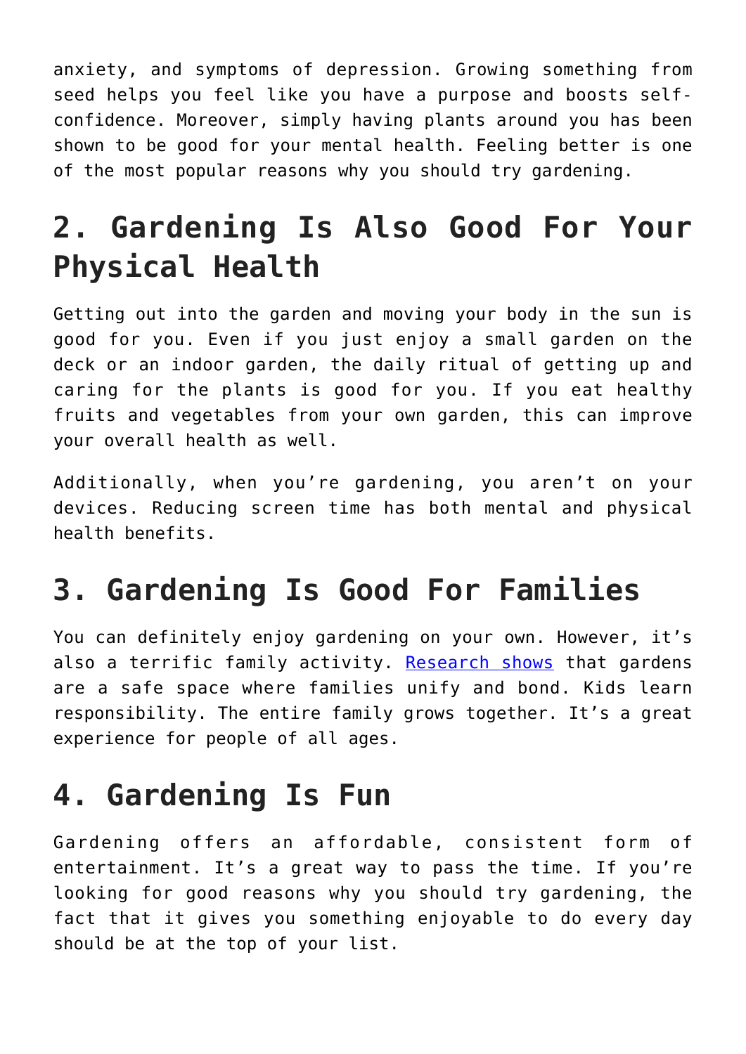anxiety, and symptoms of depression. Growing something from seed helps you feel like you have a purpose and boosts self-confidence. Moreover, simply having plants around you has been shown to be good for your mental health. Feeling better is one of the most popular reasons why you should try gardening.

## 2. Gardening Is Also Good For Your Physical Health

Getting out into the garden and moving your body in the sun is good for you. Even if you just enjoy a small garden on the deck or an indoor garden, the daily ritual of getting up and caring for the plants is good for you. If you eat healthy fruits and vegetables from your own garden, this can improve your overall health as well.

Additionally, when you're gardening, you aren't on your devices. Reducing screen time has both mental and physical health benefits.

## 3. Gardening Is Good For Families

You can definitely enjoy gardening on your own. However, it's also a terrific family activity. Research shows that gardens are a safe space where families unify and bond. Kids learn responsibility. The entire family grows together. It's a great experience for people of all ages.

## 4. Gardening Is Fun

Gardening offers an affordable, consistent form of entertainment. It's a great way to pass the time. If you're looking for good reasons why you should try gardening, the fact that it gives you something enjoyable to do every day should be at the top of your list.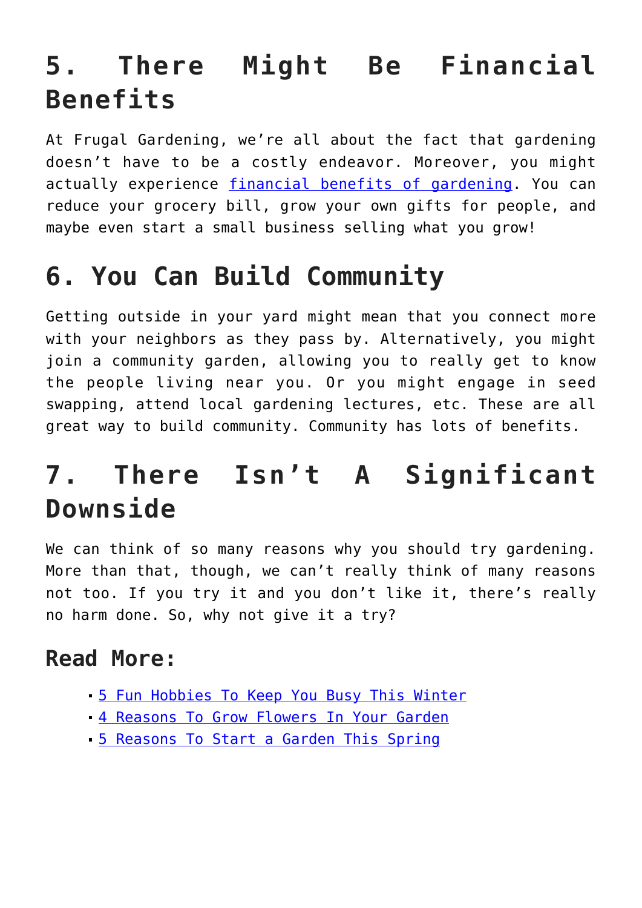## 5. There Might Be Financial Benefits

At Frugal Gardening, we're all about the fact that gardening doesn't have to be a costly endeavor. Moreover, you might actually experience [financial benefits of gardening](). You can reduce your grocery bill, grow your own gifts for people, and maybe even start a small business selling what you grow!

## 6. You Can Build Community

Getting outside in your yard might mean that you connect more with your neighbors as they pass by. Alternatively, you might join a community garden, allowing you to really get to know the people living near you. Or you might engage in seed swapping, attend local gardening lectures, etc. These are all great way to build community. Community has lots of benefits.

## 7. There Isn't A Significant Downside

We can think of so many reasons why you should try gardening. More than that, though, we can't really think of many reasons not too. If you try it and you don't like it, there's really no harm done. So, why not give it a try?

### Read More:

- [5 Fun Hobbies To Keep You Busy This Winter]()
- [4 Reasons To Grow Flowers In Your Garden]()
- [5 Reasons To Start a Garden This Spring]()